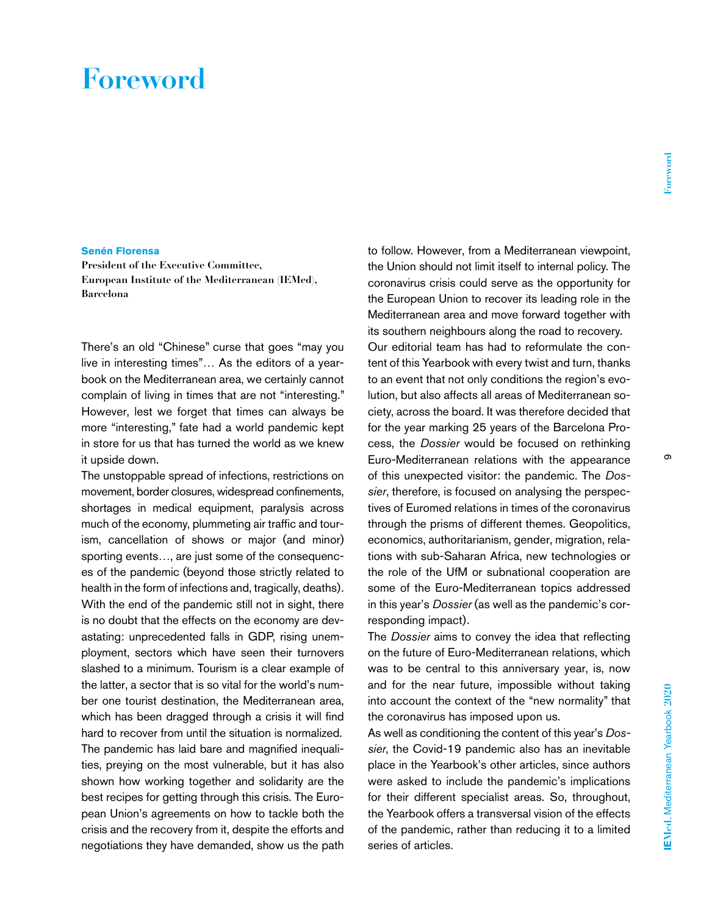# Foreword

**Senén Florensa**
**President of the Executive Committee, European Institute of the Mediterranean (IEMed), Barcelona**

There's an old "Chinese" curse that goes "may you live in interesting times"… As the editors of a yearbook on the Mediterranean area, we certainly cannot complain of living in times that are not "interesting." However, lest we forget that times can always be more "interesting," fate had a world pandemic kept in store for us that has turned the world as we knew it upside down.

The unstoppable spread of infections, restrictions on movement, border closures, widespread confinements, shortages in medical equipment, paralysis across much of the economy, plummeting air traffic and tourism, cancellation of shows or major (and minor) sporting events…, are just some of the consequences of the pandemic (beyond those strictly related to health in the form of infections and, tragically, deaths). With the end of the pandemic still not in sight, there is no doubt that the effects on the economy are devastating: unprecedented falls in GDP, rising unemployment, sectors which have seen their turnovers slashed to a minimum. Tourism is a clear example of the latter, a sector that is so vital for the world's number one tourist destination, the Mediterranean area, which has been dragged through a crisis it will find hard to recover from until the situation is normalized.

The pandemic has laid bare and magnified inequalities, preying on the most vulnerable, but it has also shown how working together and solidarity are the best recipes for getting through this crisis. The European Union's agreements on how to tackle both the crisis and the recovery from it, despite the efforts and negotiations they have demanded, show us the path to follow. However, from a Mediterranean viewpoint, the Union should not limit itself to internal policy. The coronavirus crisis could serve as the opportunity for the European Union to recover its leading role in the Mediterranean area and move forward together with its southern neighbours along the road to recovery.

Our editorial team has had to reformulate the content of this Yearbook with every twist and turn, thanks to an event that not only conditions the region's evolution, but also affects all areas of Mediterranean society, across the board. It was therefore decided that for the year marking 25 years of the Barcelona Process, the *Dossier* would be focused on rethinking Euro-Mediterranean relations with the appearance of this unexpected visitor: the pandemic. The *Dossier*, therefore, is focused on analysing the perspectives of Euromed relations in times of the coronavirus through the prisms of different themes. Geopolitics, economics, authoritarianism, gender, migration, relations with sub-Saharan Africa, new technologies or the role of the UfM or subnational cooperation are some of the Euro-Mediterranean topics addressed in this year's *Dossier* (as well as the pandemic's corresponding impact).

The *Dossier* aims to convey the idea that reflecting on the future of Euro-Mediterranean relations, which was to be central to this anniversary year, is, now and for the near future, impossible without taking into account the context of the "new normality" that the coronavirus has imposed upon us.

As well as conditioning the content of this year's *Dossier*, the Covid-19 pandemic also has an inevitable place in the Yearbook's other articles, since authors were asked to include the pandemic's implications for their different specialist areas. So, throughout, the Yearbook offers a transversal vision of the effects of the pandemic, rather than reducing it to a limited series of articles.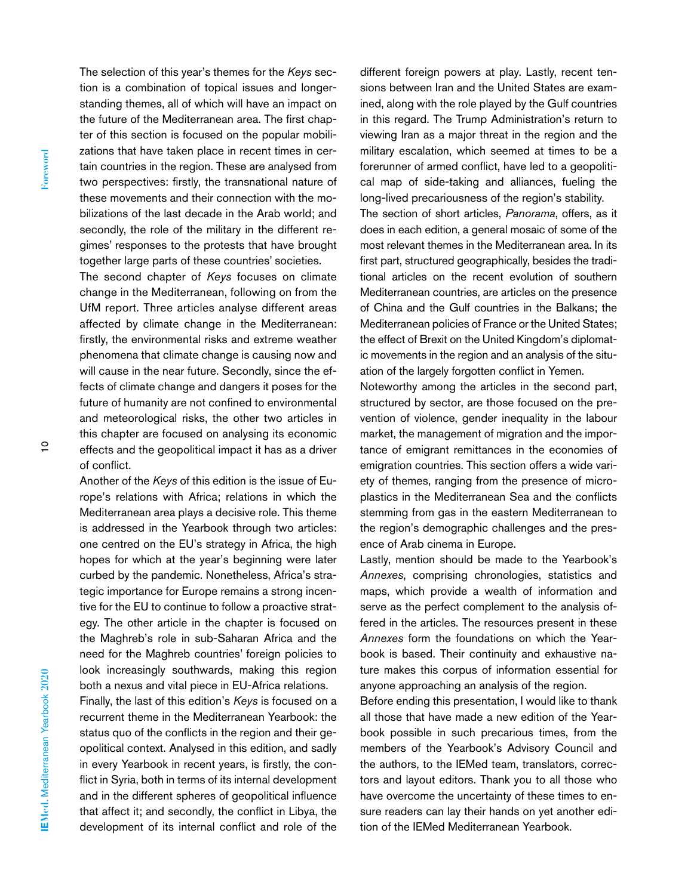The selection of this year's themes for the *Keys* section is a combination of topical issues and longer-standing themes, all of which will have an impact on the future of the Mediterranean area. The first chapter of this section is focused on the popular mobilizations that have taken place in recent times in certain countries in the region. These are analysed from two perspectives: firstly, the transnational nature of these movements and their connection with the mobilizations of the last decade in the Arab world; and secondly, the role of the military in the different regimes' responses to the protests that have brought together large parts of these countries' societies.

The second chapter of *Keys* focuses on climate change in the Mediterranean, following on from the UfM report. Three articles analyse different areas affected by climate change in the Mediterranean: firstly, the environmental risks and extreme weather phenomena that climate change is causing now and will cause in the near future. Secondly, since the effects of climate change and dangers it poses for the future of humanity are not confined to environmental and meteorological risks, the other two articles in this chapter are focused on analysing its economic effects and the geopolitical impact it has as a driver of conflict.

Another of the *Keys* of this edition is the issue of Europe's relations with Africa; relations in which the Mediterranean area plays a decisive role. This theme is addressed in the Yearbook through two articles: one centred on the EU's strategy in Africa, the high hopes for which at the year's beginning were later curbed by the pandemic. Nonetheless, Africa's strategic importance for Europe remains a strong incentive for the EU to continue to follow a proactive strategy. The other article in the chapter is focused on the Maghreb's role in sub-Saharan Africa and the need for the Maghreb countries' foreign policies to look increasingly southwards, making this region both a nexus and vital piece in EU-Africa relations.

Finally, the last of this edition's *Keys* is focused on a recurrent theme in the Mediterranean Yearbook: the status quo of the conflicts in the region and their geopolitical context. Analysed in this edition, and sadly in every Yearbook in recent years, is firstly, the conflict in Syria, both in terms of its internal development and in the different spheres of geopolitical influence that affect it; and secondly, the conflict in Libya, the development of its internal conflict and role of the different foreign powers at play. Lastly, recent tensions between Iran and the United States are examined, along with the role played by the Gulf countries in this regard. The Trump Administration's return to viewing Iran as a major threat in the region and the military escalation, which seemed at times to be a forerunner of armed conflict, have led to a geopolitical map of side-taking and alliances, fueling the long-lived precariousness of the region's stability.

The section of short articles, *Panorama*, offers, as it does in each edition, a general mosaic of some of the most relevant themes in the Mediterranean area. In its first part, structured geographically, besides the traditional articles on the recent evolution of southern Mediterranean countries, are articles on the presence of China and the Gulf countries in the Balkans; the Mediterranean policies of France or the United States; the effect of Brexit on the United Kingdom's diplomatic movements in the region and an analysis of the situation of the largely forgotten conflict in Yemen.

Noteworthy among the articles in the second part, structured by sector, are those focused on the prevention of violence, gender inequality in the labour market, the management of migration and the importance of emigrant remittances in the economies of emigration countries. This section offers a wide variety of themes, ranging from the presence of microplastics in the Mediterranean Sea and the conflicts stemming from gas in the eastern Mediterranean to the region's demographic challenges and the presence of Arab cinema in Europe.

Lastly, mention should be made to the Yearbook's *Annexes*, comprising chronologies, statistics and maps, which provide a wealth of information and serve as the perfect complement to the analysis offered in the articles. The resources present in these *Annexes* form the foundations on which the Yearbook is based. Their continuity and exhaustive nature makes this corpus of information essential for anyone approaching an analysis of the region.

Before ending this presentation, I would like to thank all those that have made a new edition of the Yearbook possible in such precarious times, from the members of the Yearbook's Advisory Council and the authors, to the IEMed team, translators, correctors and layout editors. Thank you to all those who have overcome the uncertainty of these times to ensure readers can lay their hands on yet another edition of the IEMed Mediterranean Yearbook.